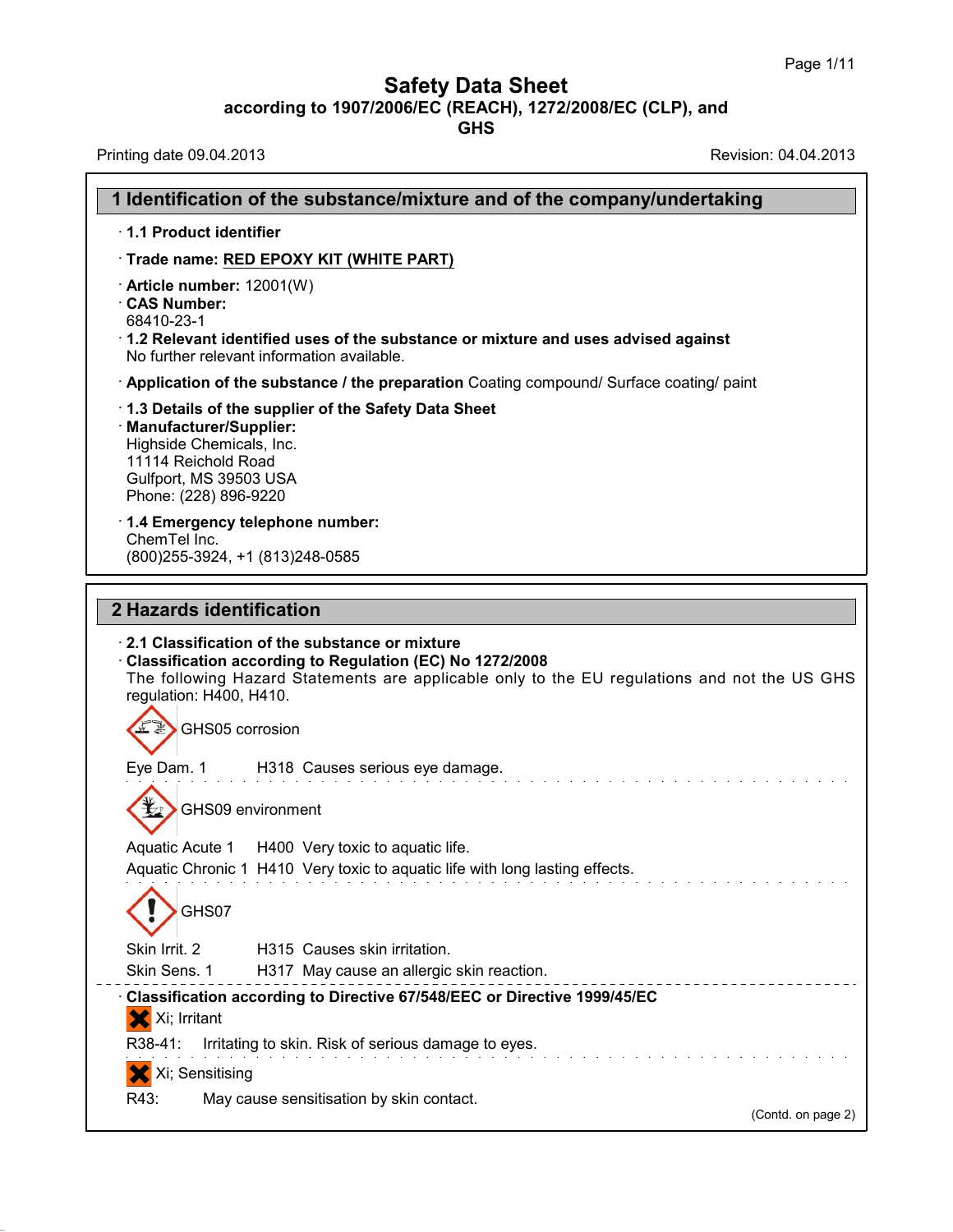# Safety Data Sheet
### according to 1907/2006/EC (REACH), 1272/2008/EC (CLP), and GHS

Printing date 09.04.2013 Revision: 04.04.2013

## 1 Identification of the substance/mixture and of the company/undertaking

· **1.1 Product identifier**

· **Trade name: RED EPOXY KIT (WHITE PART)**

· **Article number:** 12001(W)
· **CAS Number:**
68410-23-1
· **1.2 Relevant identified uses of the substance or mixture and uses advised against**
No further relevant information available.

· **Application of the substance / the preparation** Coating compound/ Surface coating/ paint

· **1.3 Details of the supplier of the Safety Data Sheet**
· **Manufacturer/Supplier:**
Highside Chemicals, Inc.
11114 Reichold Road
Gulfport, MS 39503 USA
Phone: (228) 896-9220

· **1.4 Emergency telephone number:**
ChemTel Inc.
(800)255-3924, +1 (813)248-0585

## 2 Hazards identification

· **2.1 Classification of the substance or mixture**
· **Classification according to Regulation (EC) No 1272/2008**
The following Hazard Statements are applicable only to the EU regulations and not the US GHS regulation: H400, H410.

GHS05 corrosion

Eye Dam. 1 H318 Causes serious eye damage.

GHS09 environment

Aquatic Acute 1 H400 Very toxic to aquatic life.
Aquatic Chronic 1 H410 Very toxic to aquatic life with long lasting effects.

GHS07

Skin Irrit. 2 H315 Causes skin irritation.
Skin Sens. 1 H317 May cause an allergic skin reaction.

· **Classification according to Directive 67/548/EEC or Directive 1999/45/EC**

Xi; Irritant

R38-41: Irritating to skin. Risk of serious damage to eyes.

Xi; Sensitising

R43: May cause sensitisation by skin contact.

(Contd. on page 2)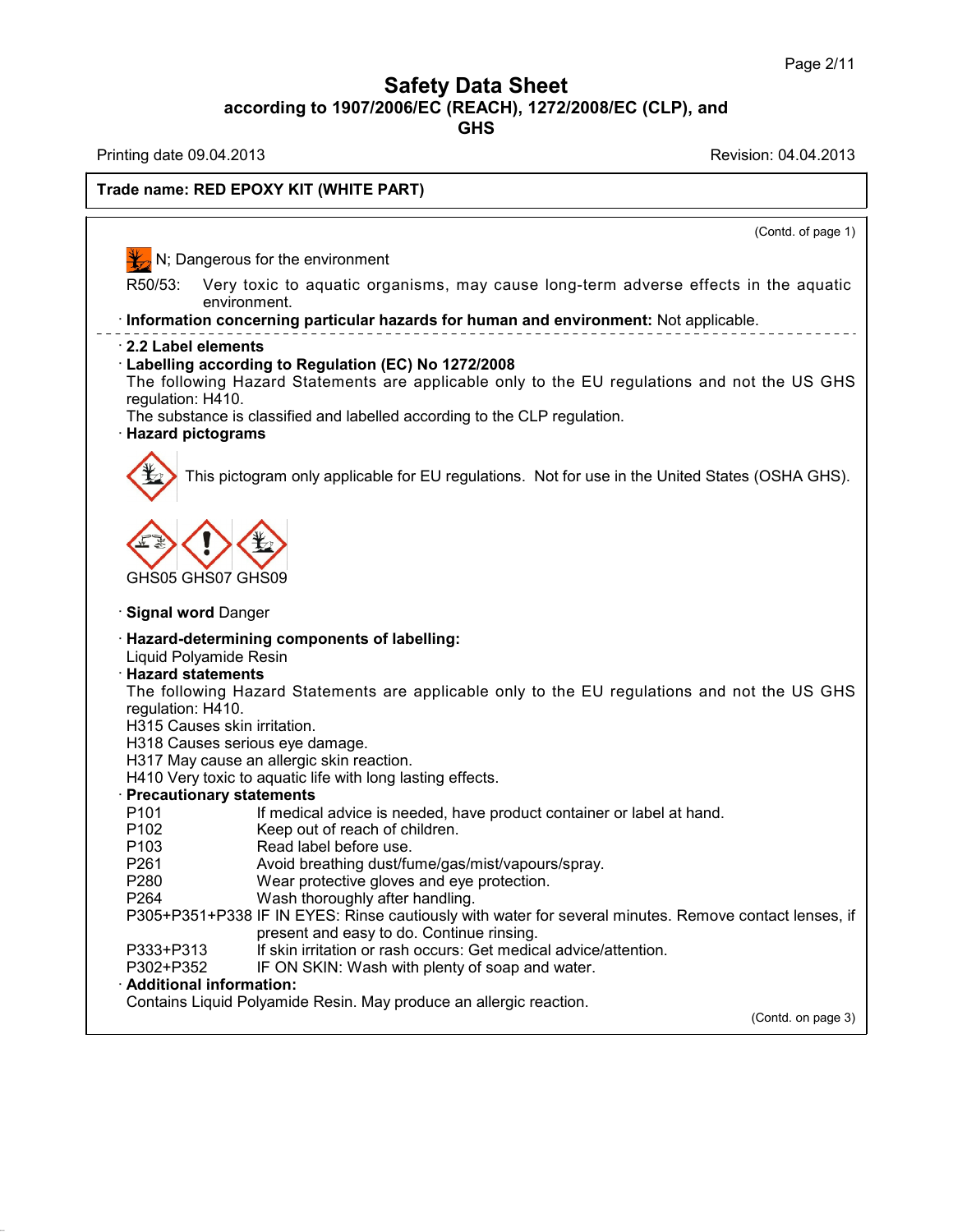# Safety Data Sheet

**according to 1907/2006/EC (REACH), 1272/2008/EC (CLP), and GHS**

Printing date 09.04.2013 Revision: 04.04.2013

**Trade name: RED EPOXY KIT (WHITE PART)**

(Contd. of page 1)

N; Dangerous for the environment

R50/53: Very toxic to aquatic organisms, may cause long-term adverse effects in the aquatic environment.

· **Information concerning particular hazards for human and environment:** Not applicable.

· **2.2 Label elements**

· **Labelling according to Regulation (EC) No 1272/2008**

The following Hazard Statements are applicable only to the EU regulations and not the US GHS regulation: H410.

The substance is classified and labelled according to the CLP regulation.

· **Hazard pictograms**

This pictogram only applicable for EU regulations. Not for use in the United States (OSHA GHS).

GHS05 GHS07 GHS09

· **Signal word** Danger

· **Hazard-determining components of labelling:**

Liquid Polyamide Resin

· **Hazard statements**

The following Hazard Statements are applicable only to the EU regulations and not the US GHS regulation: H410.

H315 Causes skin irritation.

H318 Causes serious eye damage.

H317 May cause an allergic skin reaction.

H410 Very toxic to aquatic life with long lasting effects.

· **Precautionary statements**

P101 If medical advice is needed, have product container or label at hand.

P102 Keep out of reach of children.

P103 Read label before use.

P261 Avoid breathing dust/fume/gas/mist/vapours/spray.

P280 Wear protective gloves and eye protection.

P264 Wash thoroughly after handling.

P305+P351+P338 IF IN EYES: Rinse cautiously with water for several minutes. Remove contact lenses, if present and easy to do. Continue rinsing.

P333+P313 If skin irritation or rash occurs: Get medical advice/attention.

P302+P352 IF ON SKIN: Wash with plenty of soap and water.

· **Additional information:**

Contains Liquid Polyamide Resin. May produce an allergic reaction.

(Contd. on page 3)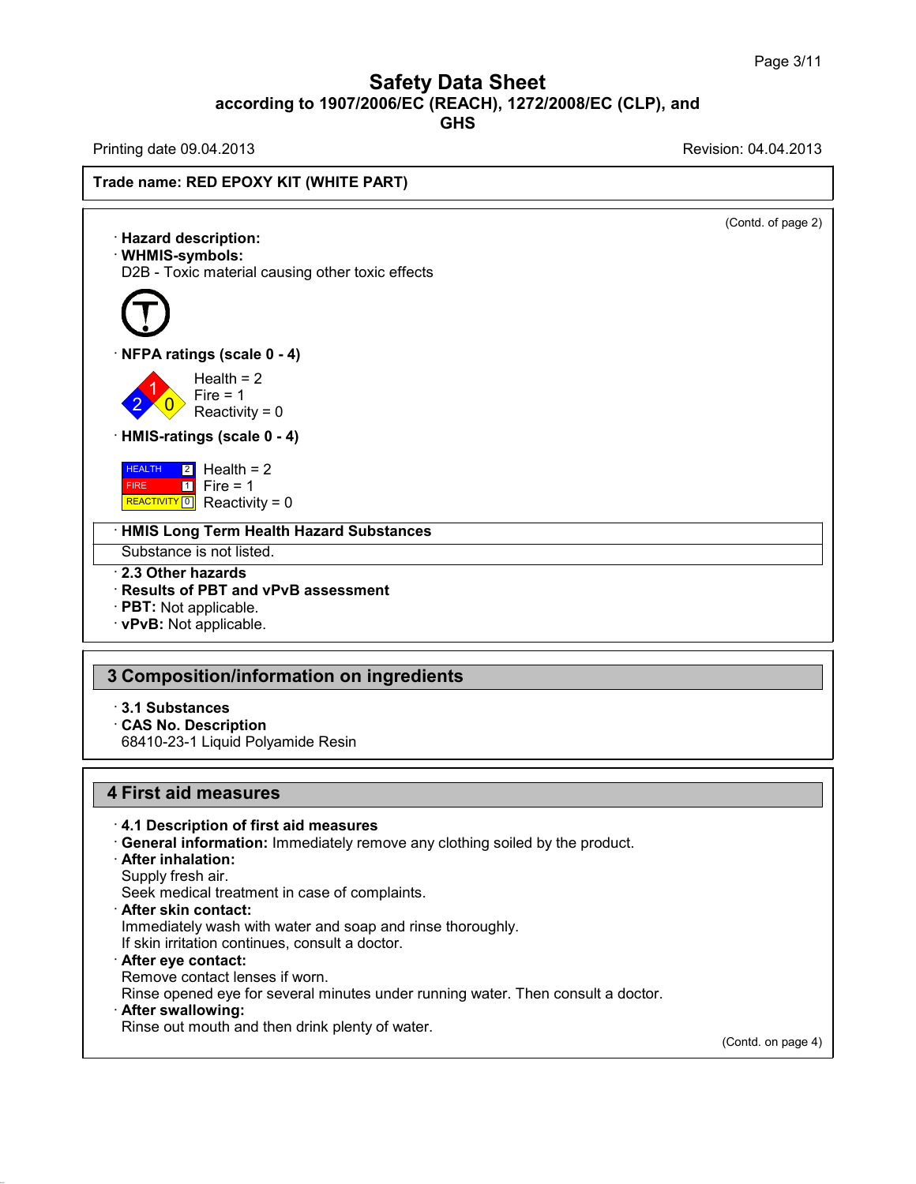**Safety Data Sheet**
**according to 1907/2006/EC (REACH), 1272/2008/EC (CLP), and GHS**

Printing date 09.04.2013 Revision: 04.04.2013

**Trade name: RED EPOXY KIT (WHITE PART)**

(Contd. of page 2)

· **Hazard description:**
· **WHMIS-symbols:**
D2B - Toxic material causing other toxic effects

· **NFPA ratings (scale 0 - 4)**

Health = 2
Fire = 1
Reactivity = 0

· **HMIS-ratings (scale 0 - 4)**

| | | |
|---|---|---|
| HEALTH | 2 | Health = 2 |
| FIRE | 1 | Fire = 1 |
| REACTIVITY | 0 | Reactivity = 0 |

· **HMIS Long Term Health Hazard Substances**
Substance is not listed.

· **2.3 Other hazards**
· **Results of PBT and vPvB assessment**
· **PBT:** Not applicable.
· **vPvB:** Not applicable.

## 3 Composition/information on ingredients

· **3.1 Substances**
· **CAS No. Description**
68410-23-1 Liquid Polyamide Resin

## 4 First aid measures

· **4.1 Description of first aid measures**
· **General information:** Immediately remove any clothing soiled by the product.
· **After inhalation:**
Supply fresh air.
Seek medical treatment in case of complaints.
· **After skin contact:**
Immediately wash with water and soap and rinse thoroughly.
If skin irritation continues, consult a doctor.
· **After eye contact:**
Remove contact lenses if worn.
Rinse opened eye for several minutes under running water. Then consult a doctor.
· **After swallowing:**
Rinse out mouth and then drink plenty of water.

(Contd. on page 4)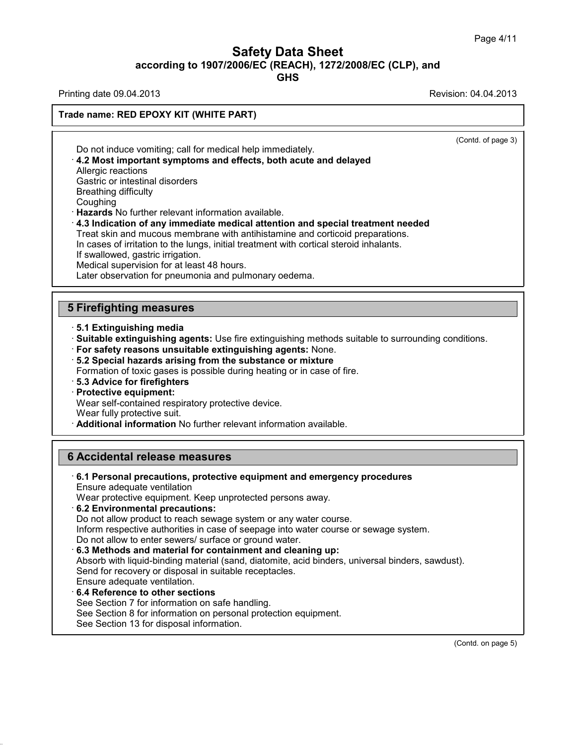(Contd. of page 3)

Do not induce vomiting; call for medical help immediately.

· **4.2 Most important symptoms and effects, both acute and delayed**
Allergic reactions
Gastric or intestinal disorders
Breathing difficulty
Coughing

· **Hazards** No further relevant information available.

· **4.3 Indication of any immediate medical attention and special treatment needed**
Treat skin and mucous membrane with antihistamine and corticoid preparations.
In cases of irritation to the lungs, initial treatment with cortical steroid inhalants.
If swallowed, gastric irrigation.
Medical supervision for at least 48 hours.
Later observation for pneumonia and pulmonary oedema.

## 5 Firefighting measures

· **5.1 Extinguishing media**

· **Suitable extinguishing agents:** Use fire extinguishing methods suitable to surrounding conditions.

· **For safety reasons unsuitable extinguishing agents:** None.

· **5.2 Special hazards arising from the substance or mixture**
Formation of toxic gases is possible during heating or in case of fire.

· **5.3 Advice for firefighters**

· **Protective equipment:**
Wear self-contained respiratory protective device.
Wear fully protective suit.

· **Additional information** No further relevant information available.

## 6 Accidental release measures

· **6.1 Personal precautions, protective equipment and emergency procedures**
Ensure adequate ventilation
Wear protective equipment. Keep unprotected persons away.

· **6.2 Environmental precautions:**
Do not allow product to reach sewage system or any water course.
Inform respective authorities in case of seepage into water course or sewage system.
Do not allow to enter sewers/ surface or ground water.

· **6.3 Methods and material for containment and cleaning up:**
Absorb with liquid-binding material (sand, diatomite, acid binders, universal binders, sawdust).
Send for recovery or disposal in suitable receptacles.
Ensure adequate ventilation.

· **6.4 Reference to other sections**
See Section 7 for information on safe handling.
See Section 8 for information on personal protection equipment.
See Section 13 for disposal information.

(Contd. on page 5)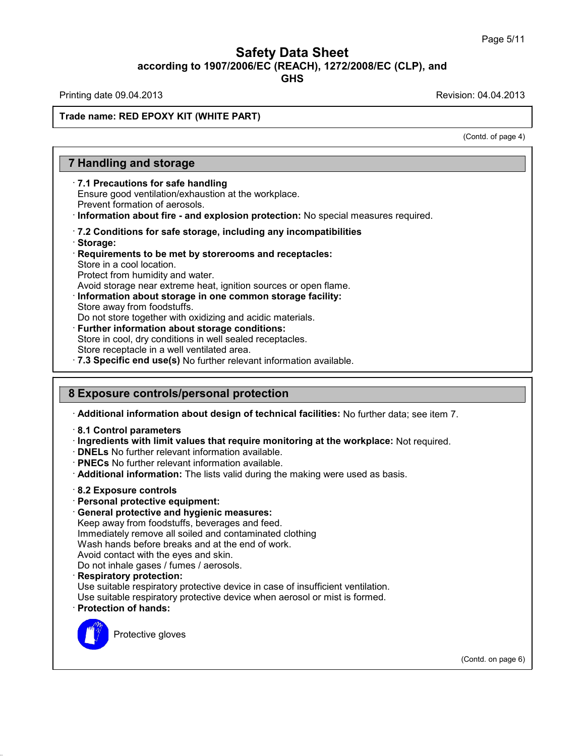(Contd. of page 4)

## 7 Handling and storage

- **7.1 Precautions for safe handling**
  Ensure good ventilation/exhaustion at the workplace.
  Prevent formation of aerosols.
- **Information about fire - and explosion protection:** No special measures required.

- **7.2 Conditions for safe storage, including any incompatibilities**
- **Storage:**
- **Requirements to be met by storerooms and receptacles:**
  Store in a cool location.
  Protect from humidity and water.
  Avoid storage near extreme heat, ignition sources or open flame.
- **Information about storage in one common storage facility:**
  Store away from foodstuffs.
  Do not store together with oxidizing and acidic materials.
- **Further information about storage conditions:**
  Store in cool, dry conditions in well sealed receptacles.
  Store receptacle in a well ventilated area.
- **7.3 Specific end use(s)** No further relevant information available.

## 8 Exposure controls/personal protection

- **Additional information about design of technical facilities:** No further data; see item 7.

- **8.1 Control parameters**
- **Ingredients with limit values that require monitoring at the workplace:** Not required.
- **DNELs** No further relevant information available.
- **PNECs** No further relevant information available.
- **Additional information:** The lists valid during the making were used as basis.

- **8.2 Exposure controls**
- **Personal protective equipment:**
- **General protective and hygienic measures:**
  Keep away from foodstuffs, beverages and feed.
  Immediately remove all soiled and contaminated clothing
  Wash hands before breaks and at the end of work.
  Avoid contact with the eyes and skin.
  Do not inhale gases / fumes / aerosols.
- **Respiratory protection:**
  Use suitable respiratory protective device in case of insufficient ventilation.
  Use suitable respiratory protective device when aerosol or mist is formed.
- **Protection of hands:**

  Protective gloves

(Contd. on page 6)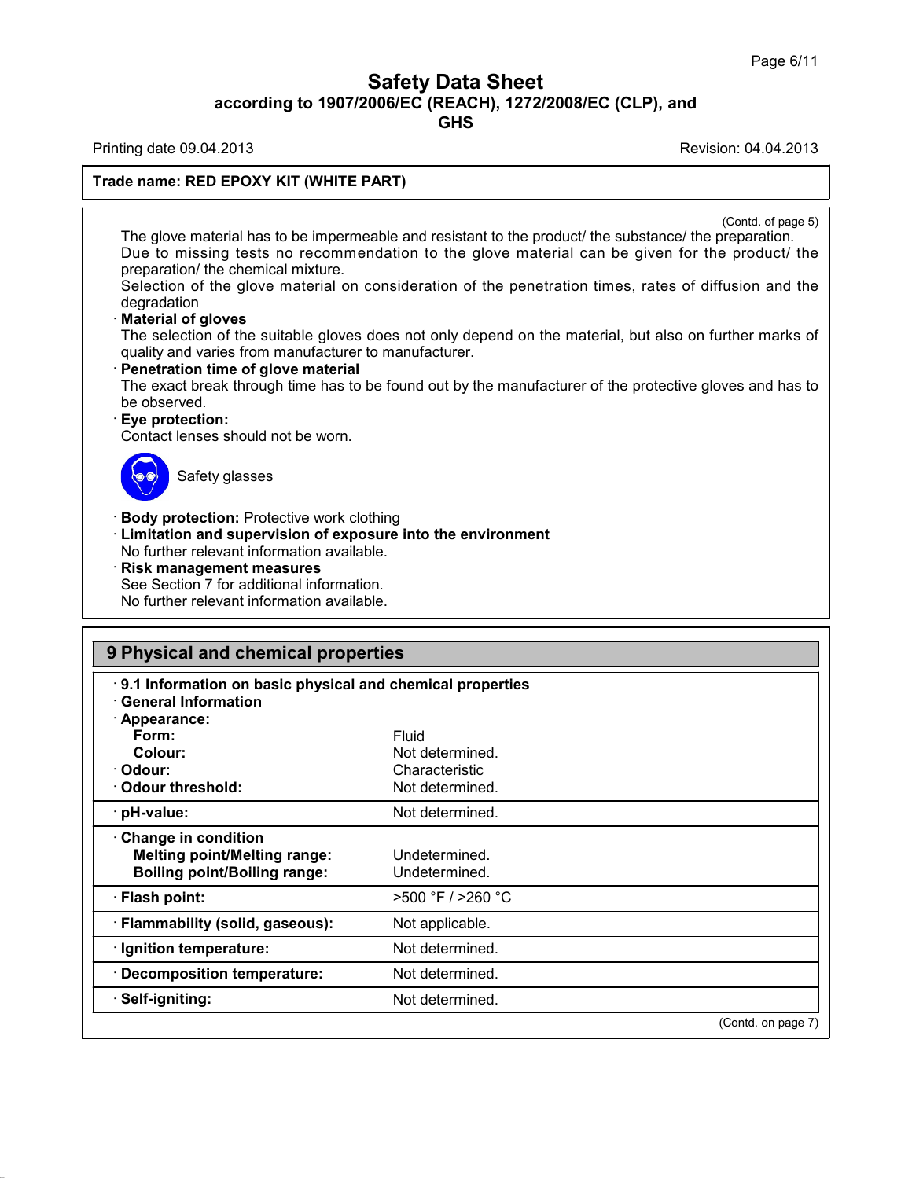**Trade name: RED EPOXY KIT (WHITE PART)**

(Contd. of page 5)

The glove material has to be impermeable and resistant to the product/ the substance/ the preparation.
Due to missing tests no recommendation to the glove material can be given for the product/ the preparation/ the chemical mixture.
Selection of the glove material on consideration of the penetration times, rates of diffusion and the degradation

· **Material of gloves**
The selection of the suitable gloves does not only depend on the material, but also on further marks of quality and varies from manufacturer to manufacturer.

· **Penetration time of glove material**
The exact break through time has to be found out by the manufacturer of the protective gloves and has to be observed.

· **Eye protection:**
Contact lenses should not be worn.

Safety glasses

· **Body protection:** Protective work clothing

· **Limitation and supervision of exposure into the environment**
No further relevant information available.

· **Risk management measures**
See Section 7 for additional information.
No further relevant information available.

## 9 Physical and chemical properties

· **9.1 Information on basic physical and chemical properties**

· **General Information**

| Property | Value |
|---|---|
| · **Appearance:** | |
| **Form:** | Fluid |
| **Colour:** | Not determined. |
| · **Odour:** | Characteristic |
| · **Odour threshold:** | Not determined. |
| · **pH-value:** | Not determined. |
| · **Change in condition** | |
| **Melting point/Melting range:** | Undetermined. |
| **Boiling point/Boiling range:** | Undetermined. |
| · **Flash point:** | >500 °F / >260 °C |
| · **Flammability (solid, gaseous):** | Not applicable. |
| · **Ignition temperature:** | Not determined. |
| · **Decomposition temperature:** | Not determined. |
| · **Self-igniting:** | Not determined. |

(Contd. on page 7)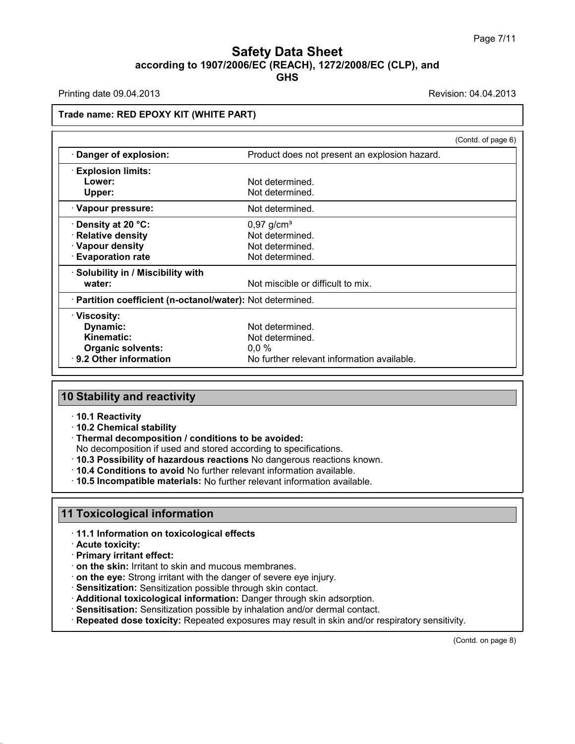**Trade name: RED EPOXY KIT (WHITE PART)**

(Contd. of page 6)

| | |
|---|---|
| · **Danger of explosion:** | Product does not present an explosion hazard. |
| · **Explosion limits:** | |
| **Lower:** | Not determined. |
| **Upper:** | Not determined. |
| · **Vapour pressure:** | Not determined. |
| · **Density at 20 °C:** | 0,97 g/cm³ |
| · **Relative density** | Not determined. |
| · **Vapour density** | Not determined. |
| · **Evaporation rate** | Not determined. |
| · **Solubility in / Miscibility with** | |
| **water:** | Not miscible or difficult to mix. |
| · **Partition coefficient (n-octanol/water):** | Not determined. |
| · **Viscosity:** | |
| **Dynamic:** | Not determined. |
| **Kinematic:** | Not determined. |
| **Organic solvents:** | 0,0 % |
| · **9.2 Other information** | No further relevant information available. |

## 10 Stability and reactivity

- · **10.1 Reactivity**
- · **10.2 Chemical stability**
- · **Thermal decomposition / conditions to be avoided:**
  No decomposition if used and stored according to specifications.
- · **10.3 Possibility of hazardous reactions** No dangerous reactions known.
- · **10.4 Conditions to avoid** No further relevant information available.
- · **10.5 Incompatible materials:** No further relevant information available.

## 11 Toxicological information

- · **11.1 Information on toxicological effects**
- · **Acute toxicity:**
- · **Primary irritant effect:**
- · **on the skin:** Irritant to skin and mucous membranes.
- · **on the eye:** Strong irritant with the danger of severe eye injury.
- · **Sensitization:** Sensitization possible through skin contact.
- · **Additional toxicological information:** Danger through skin adsorption.
- · **Sensitisation:** Sensitization possible by inhalation and/or dermal contact.
- · **Repeated dose toxicity:** Repeated exposures may result in skin and/or respiratory sensitivity.

(Contd. on page 8)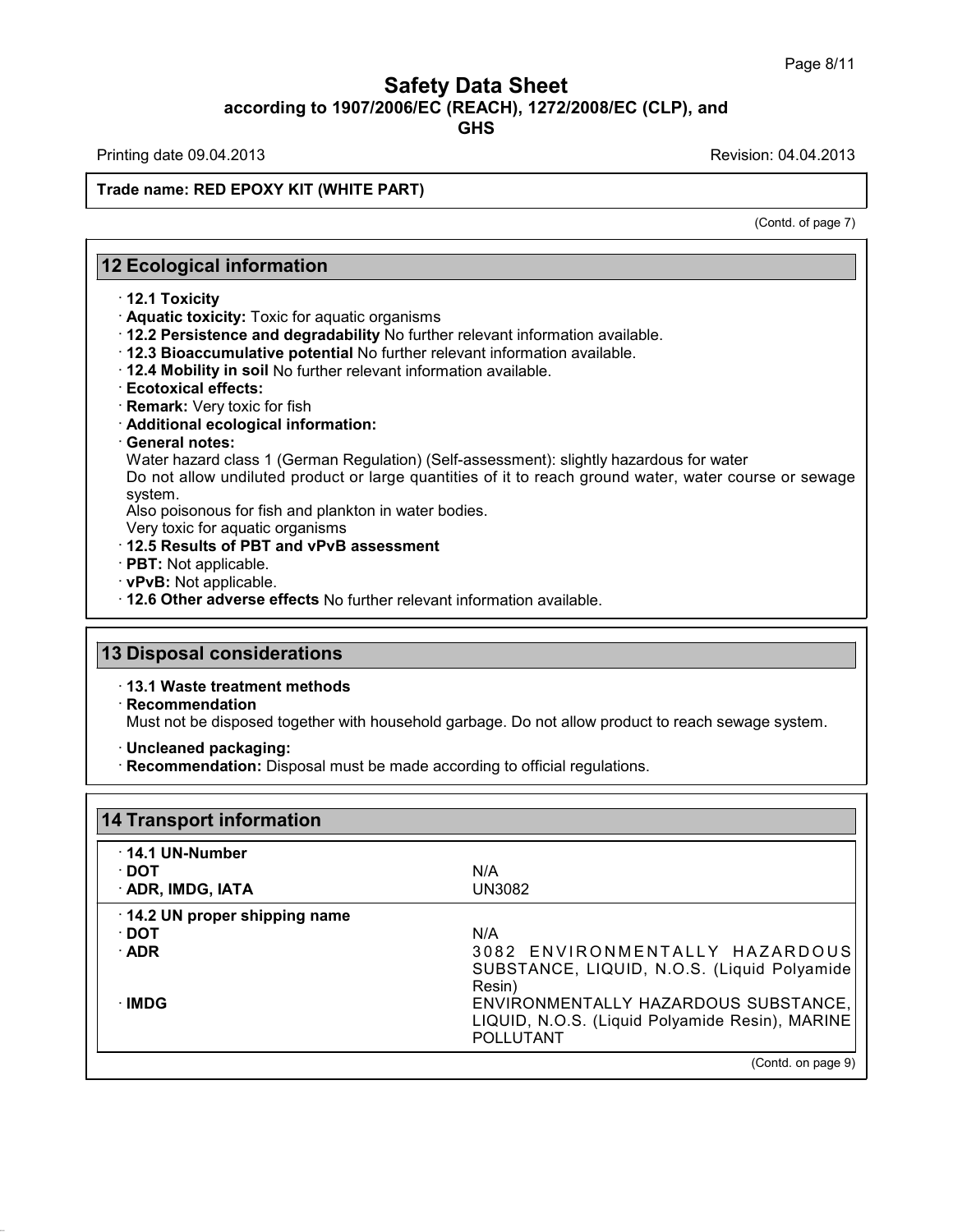**Trade name: RED EPOXY KIT (WHITE PART)**

(Contd. of page 7)

## 12 Ecological information

- **12.1 Toxicity**
- **Aquatic toxicity:** Toxic for aquatic organisms
- **12.2 Persistence and degradability** No further relevant information available.
- **12.3 Bioaccumulative potential** No further relevant information available.
- **12.4 Mobility in soil** No further relevant information available.
- **Ecotoxical effects:**
- **Remark:** Very toxic for fish
- **Additional ecological information:**
- **General notes:**
  Water hazard class 1 (German Regulation) (Self-assessment): slightly hazardous for water
  Do not allow undiluted product or large quantities of it to reach ground water, water course or sewage system.
  Also poisonous for fish and plankton in water bodies.
  Very toxic for aquatic organisms
- **12.5 Results of PBT and vPvB assessment**
- **PBT:** Not applicable.
- **vPvB:** Not applicable.
- **12.6 Other adverse effects** No further relevant information available.

## 13 Disposal considerations

- **13.1 Waste treatment methods**
- **Recommendation**
  Must not be disposed together with household garbage. Do not allow product to reach sewage system.
- **Uncleaned packaging:**
- **Recommendation:** Disposal must be made according to official regulations.

## 14 Transport information

| | |
|---|---|
| **14.1 UN-Number** | |
| **DOT** | N/A |
| **ADR, IMDG, IATA** | UN3082 |
| **14.2 UN proper shipping name** | |
| **DOT** | N/A |
| **ADR** | 3082 ENVIRONMENTALLY HAZARDOUS SUBSTANCE, LIQUID, N.O.S. (Liquid Polyamide Resin) |
| **IMDG** | ENVIRONMENTALLY HAZARDOUS SUBSTANCE, LIQUID, N.O.S. (Liquid Polyamide Resin), MARINE POLLUTANT |

(Contd. on page 9)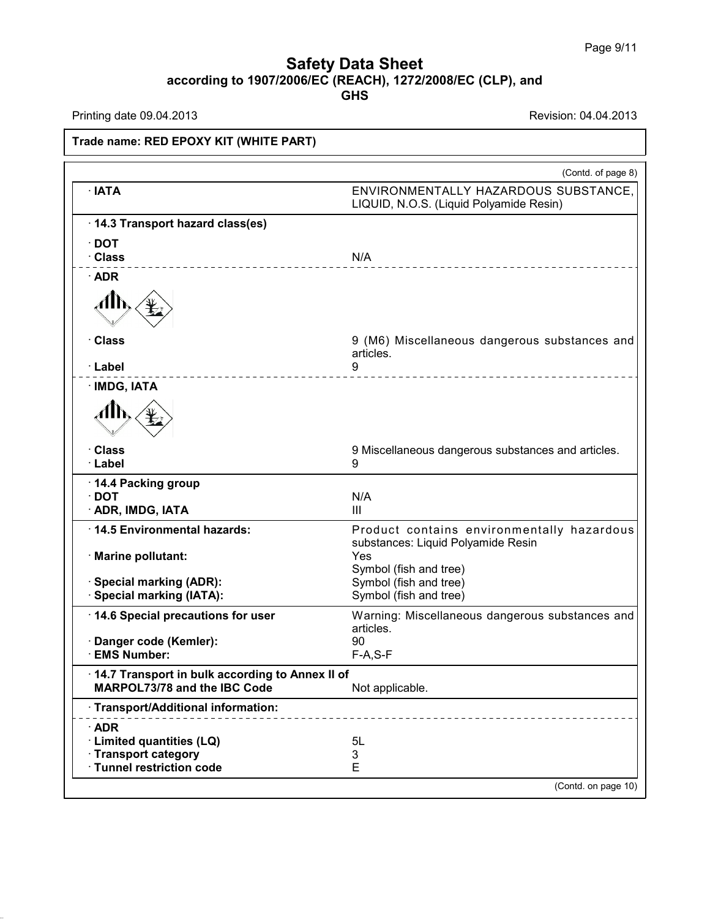# Safety Data Sheet
## according to 1907/2006/EC (REACH), 1272/2008/EC (CLP), and GHS

Printing date 09.04.2013 | Revision: 04.04.2013

**Trade name: RED EPOXY KIT (WHITE PART)**

(Contd. of page 8)

| | |
|---|---|
| · **IATA** | ENVIRONMENTALLY HAZARDOUS SUBSTANCE, LIQUID, N.O.S. (Liquid Polyamide Resin) |
| · **14.3 Transport hazard class(es)** | |
| · **DOT** | |
| · **Class** | N/A |
| · **ADR** | |
| · **Class** | 9 (M6) Miscellaneous dangerous substances and articles. |
| · **Label** | 9 |
| · **IMDG, IATA** | |
| · **Class** | 9 Miscellaneous dangerous substances and articles. |
| · **Label** | 9 |
| · **14.4 Packing group** | |
| · **DOT** | N/A |
| · **ADR, IMDG, IATA** | III |
| · **14.5 Environmental hazards:** | Product contains environmentally hazardous substances: Liquid Polyamide Resin |
| · **Marine pollutant:** | Yes<br>Symbol (fish and tree) |
| · **Special marking (ADR):** | Symbol (fish and tree) |
| · **Special marking (IATA):** | Symbol (fish and tree) |
| · **14.6 Special precautions for user** | Warning: Miscellaneous dangerous substances and articles. |
| · **Danger code (Kemler):** | 90 |
| · **EMS Number:** | F-A,S-F |
| · **14.7 Transport in bulk according to Annex II of MARPOL73/78 and the IBC Code** | Not applicable. |
| · **Transport/Additional information:** | |
| · **ADR** | |
| · **Limited quantities (LQ)** | 5L |
| · **Transport category** | 3 |
| · **Tunnel restriction code** | E |

(Contd. on page 10)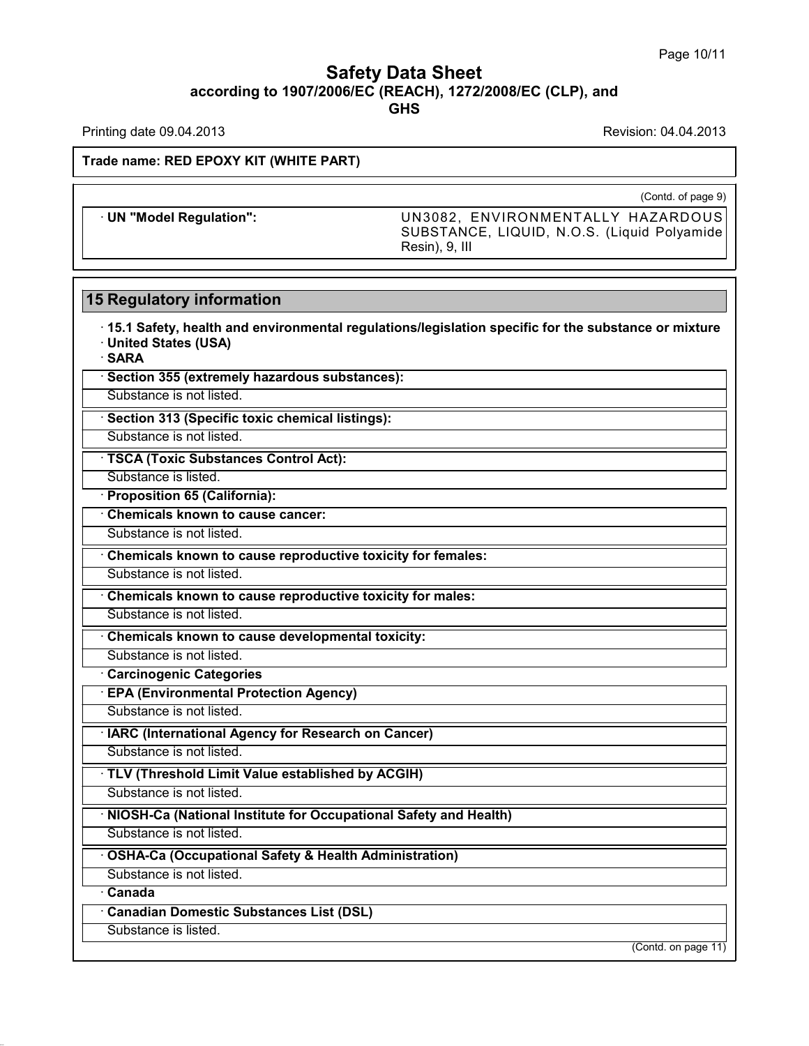# Safety Data Sheet

**according to 1907/2006/EC (REACH), 1272/2008/EC (CLP), and GHS**

Printing date 09.04.2013 Revision: 04.04.2013

**Trade name: RED EPOXY KIT (WHITE PART)**

(Contd. of page 9)

| · **UN "Model Regulation":** | UN3082, ENVIRONMENTALLY HAZARDOUS SUBSTANCE, LIQUID, N.O.S. (Liquid Polyamide Resin), 9, III |
| --- | --- |

## 15 Regulatory information

· **15.1 Safety, health and environmental regulations/legislation specific for the substance or mixture**

· **United States (USA)**

· **SARA**

· **Section 355 (extremely hazardous substances):**

Substance is not listed.

· **Section 313 (Specific toxic chemical listings):**

Substance is not listed.

· **TSCA (Toxic Substances Control Act):**

Substance is listed.

· **Proposition 65 (California):**

· **Chemicals known to cause cancer:**

Substance is not listed.

· **Chemicals known to cause reproductive toxicity for females:**

Substance is not listed.

· **Chemicals known to cause reproductive toxicity for males:**

Substance is not listed.

· **Chemicals known to cause developmental toxicity:**

Substance is not listed.

· **Carcinogenic Categories**

· **EPA (Environmental Protection Agency)**

Substance is not listed.

· **IARC (International Agency for Research on Cancer)**

Substance is not listed.

· **TLV (Threshold Limit Value established by ACGIH)**

Substance is not listed.

· **NIOSH-Ca (National Institute for Occupational Safety and Health)**

Substance is not listed.

· **OSHA-Ca (Occupational Safety & Health Administration)**

Substance is not listed.

· **Canada**

· **Canadian Domestic Substances List (DSL)**

Substance is listed.

(Contd. on page 11)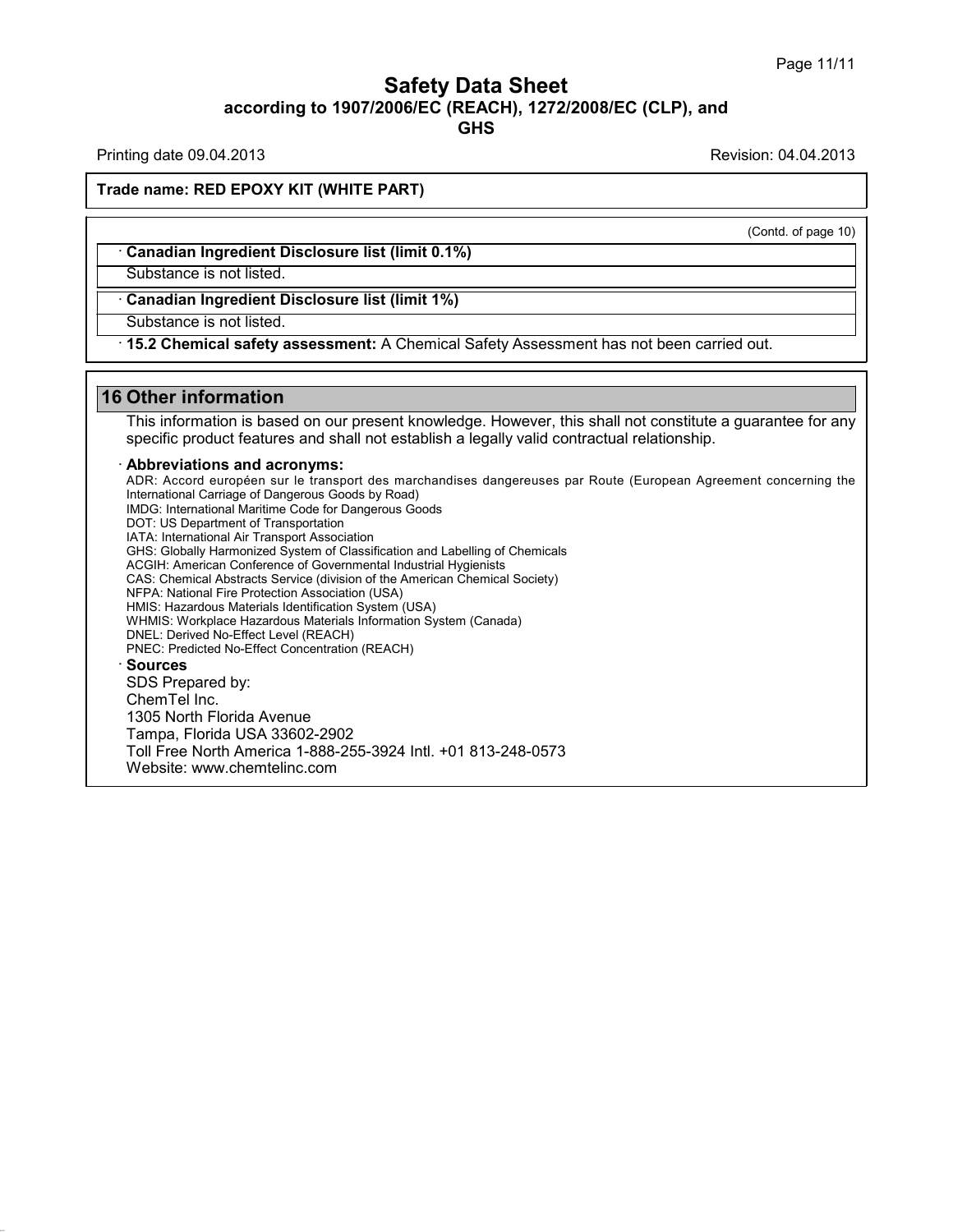(Contd. of page 10)

· **Canadian Ingredient Disclosure list (limit 0.1%)**

Substance is not listed.

· **Canadian Ingredient Disclosure list (limit 1%)**

Substance is not listed.

· **15.2 Chemical safety assessment:** A Chemical Safety Assessment has not been carried out.

## 16 Other information

This information is based on our present knowledge. However, this shall not constitute a guarantee for any specific product features and shall not establish a legally valid contractual relationship.

· **Abbreviations and acronyms:**

ADR: Accord européen sur le transport des marchandises dangereuses par Route (European Agreement concerning the International Carriage of Dangerous Goods by Road)
IMDG: International Maritime Code for Dangerous Goods
DOT: US Department of Transportation
IATA: International Air Transport Association
GHS: Globally Harmonized System of Classification and Labelling of Chemicals
ACGIH: American Conference of Governmental Industrial Hygienists
CAS: Chemical Abstracts Service (division of the American Chemical Society)
NFPA: National Fire Protection Association (USA)
HMIS: Hazardous Materials Identification System (USA)
WHMIS: Workplace Hazardous Materials Information System (Canada)
DNEL: Derived No-Effect Level (REACH)
PNEC: Predicted No-Effect Concentration (REACH)

· **Sources**

SDS Prepared by:
ChemTel Inc.
1305 North Florida Avenue
Tampa, Florida USA 33602-2902
Toll Free North America 1-888-255-3924 Intl. +01 813-248-0573
Website: www.chemtelinc.com